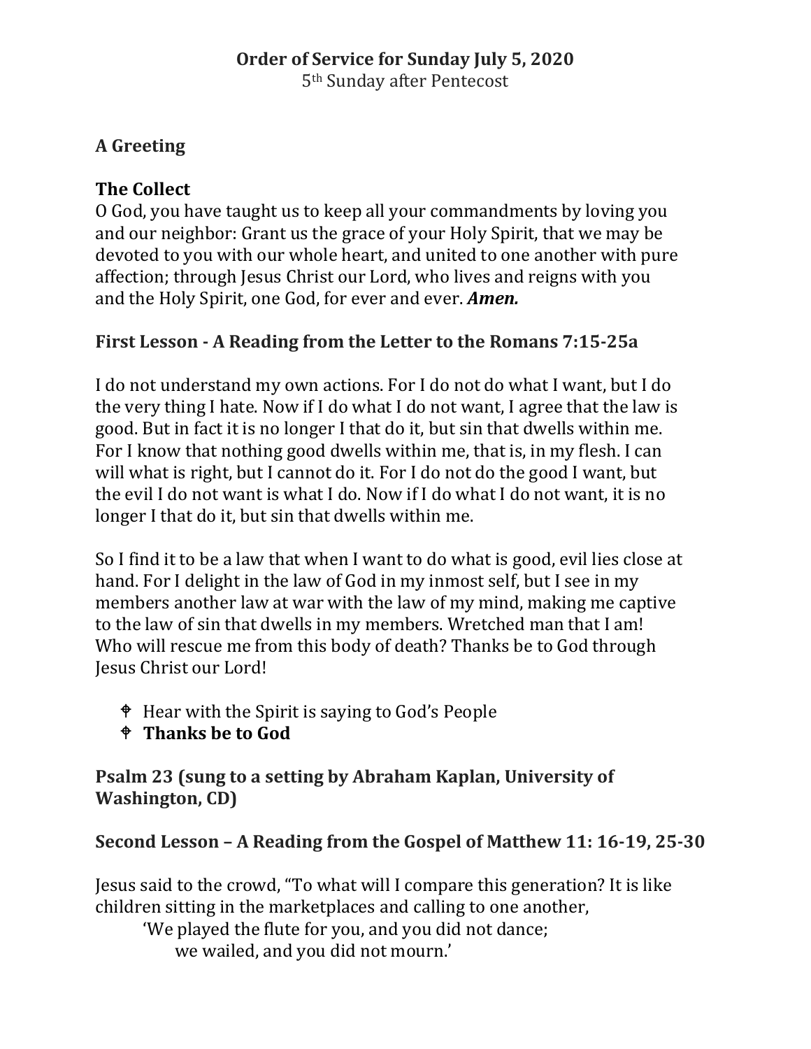# Order of Service for Sunday July 5, 2020

5th Sunday after Pentecost

## A Greeting

## The Collect

O God, you have taught us to keep all your commandments by loving you and our neighbor: Grant us the grace of your Holy Spirit, that we may be devoted to you with our whole heart, and united to one another with pure affection; through Jesus Christ our Lord, who lives and reigns with you and the Holy Spirit, one God, for ever and ever. ***Amen.***

## First Lesson - A Reading from the Letter to the Romans 7:15-25a

I do not understand my own actions. For I do not do what I want, but I do the very thing I hate. Now if I do what I do not want, I agree that the law is good. But in fact it is no longer I that do it, but sin that dwells within me. For I know that nothing good dwells within me, that is, in my flesh. I can will what is right, but I cannot do it. For I do not do the good I want, but the evil I do not want is what I do. Now if I do what I do not want, it is no longer I that do it, but sin that dwells within me.

So I find it to be a law that when I want to do what is good, evil lies close at hand. For I delight in the law of God in my inmost self, but I see in my members another law at war with the law of my mind, making me captive to the law of sin that dwells in my members. Wretched man that I am! Who will rescue me from this body of death? Thanks be to God through Jesus Christ our Lord!

- Hear with the Spirit is saying to God's People
- **Thanks be to God**

## Psalm 23 (sung to a setting by Abraham Kaplan, University of Washington, CD)

## Second Lesson – A Reading from the Gospel of Matthew 11: 16-19, 25-30

Jesus said to the crowd, "To what will I compare this generation? It is like children sitting in the marketplaces and calling to one another,

> 'We played the flute for you, and you did not dance;
> we wailed, and you did not mourn.'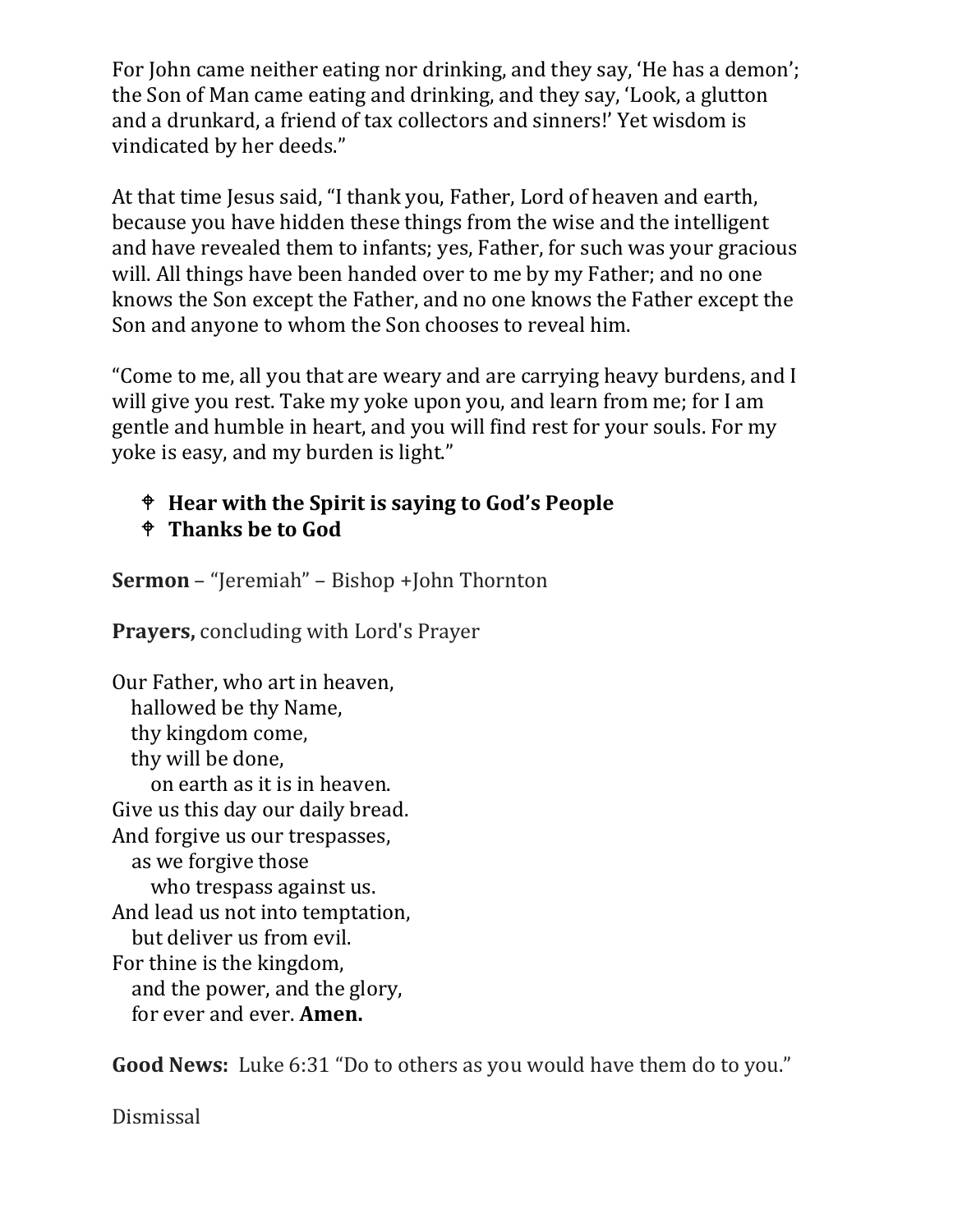For John came neither eating nor drinking, and they say, 'He has a demon'; the Son of Man came eating and drinking, and they say, 'Look, a glutton and a drunkard, a friend of tax collectors and sinners!' Yet wisdom is vindicated by her deeds."

At that time Jesus said, "I thank you, Father, Lord of heaven and earth, because you have hidden these things from the wise and the intelligent and have revealed them to infants; yes, Father, for such was your gracious will. All things have been handed over to me by my Father; and no one knows the Son except the Father, and no one knows the Father except the Son and anyone to whom the Son chooses to reveal him.

"Come to me, all you that are weary and are carrying heavy burdens, and I will give you rest. Take my yoke upon you, and learn from me; for I am gentle and humble in heart, and you will find rest for your souls. For my yoke is easy, and my burden is light."

- **Hear with the Spirit is saying to God's People**
- **Thanks be to God**

**Sermon** – "Jeremiah" – Bishop +John Thornton

**Prayers,** concluding with Lord's Prayer

Our Father, who art in heaven,  
hallowed be thy Name,  
thy kingdom come,  
thy will be done,  
on earth as it is in heaven.  
Give us this day our daily bread.  
And forgive us our trespasses,  
as we forgive those  
who trespass against us.  
And lead us not into temptation,  
but deliver us from evil.  
For thine is the kingdom,  
and the power, and the glory,  
for ever and ever. **Amen.**

**Good News:** Luke 6:31 "Do to others as you would have them do to you."

Dismissal